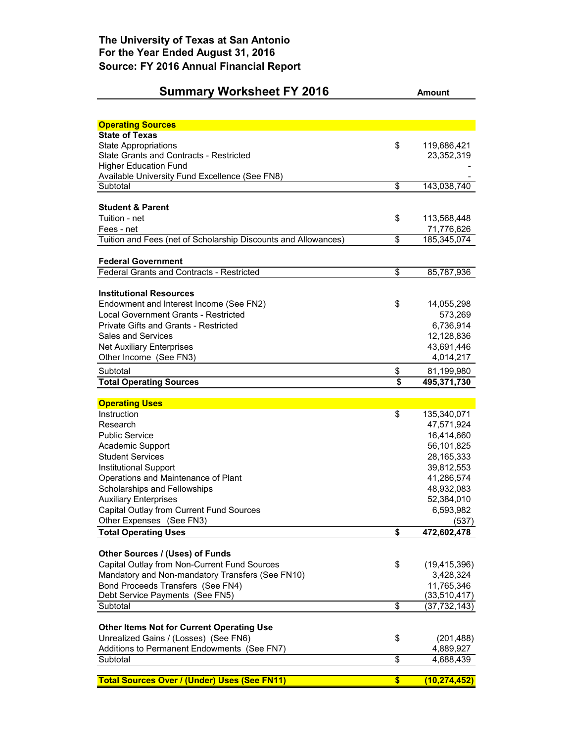**The University of Texas at San Antonio**
**For the Year Ended August 31, 2016**
**Source: FY 2016 Annual Financial Report**

## Summary Worksheet FY 2016

| | | Amount |
|---|---|---|
| **Operating Sources** | | |
| **State of Texas** | | |
| State Appropriations | $ | 119,686,421 |
| State Grants and Contracts - Restricted | | 23,352,319 |
| Higher Education Fund | | - |
| Available University Fund Excellence (See FN8) | | - |
| Subtotal | $ | 143,038,740 |
| | | |
| **Student & Parent** | | |
| Tuition - net | $ | 113,568,448 |
| Fees - net | | 71,776,626 |
| Tuition and Fees (net of Scholarship Discounts and Allowances) | $ | 185,345,074 |
| | | |
| **Federal Government** | | |
| Federal Grants and Contracts - Restricted | $ | 85,787,936 |
| | | |
| **Institutional Resources** | | |
| Endowment and Interest Income (See FN2) | $ | 14,055,298 |
| Local Government Grants - Restricted | | 573,269 |
| Private Gifts and Grants - Restricted | | 6,736,914 |
| Sales and Services | | 12,128,836 |
| Net Auxiliary Enterprises | | 43,691,446 |
| Other Income (See FN3) | | 4,014,217 |
| Subtotal | $ | 81,199,980 |
| **Total Operating Sources** | **$** | **495,371,730** |
| | | |
| **Operating Uses** | | |
| Instruction | $ | 135,340,071 |
| Research | | 47,571,924 |
| Public Service | | 16,414,660 |
| Academic Support | | 56,101,825 |
| Student Services | | 28,165,333 |
| Institutional Support | | 39,812,553 |
| Operations and Maintenance of Plant | | 41,286,574 |
| Scholarships and Fellowships | | 48,932,083 |
| Auxiliary Enterprises | | 52,384,010 |
| Capital Outlay from Current Fund Sources | | 6,593,982 |
| Other Expenses (See FN3) | | (537) |
| **Total Operating Uses** | **$** | **472,602,478** |
| | | |
| **Other Sources / (Uses) of Funds** | | |
| Capital Outlay from Non-Current Fund Sources | $ | (19,415,396) |
| Mandatory and Non-mandatory Transfers (See FN10) | | 3,428,324 |
| Bond Proceeds Transfers (See FN4) | | 11,765,346 |
| Debt Service Payments (See FN5) | | (33,510,417) |
| Subtotal | $ | (37,732,143) |
| | | |
| **Other Items Not for Current Operating Use** | | |
| Unrealized Gains / (Losses) (See FN6) | $ | (201,488) |
| Additions to Permanent Endowments (See FN7) | | 4,889,927 |
| Subtotal | $ | 4,688,439 |
| | | |
| **Total Sources Over / (Under) Uses (See FN11)** | **$** | **(10,274,452)** |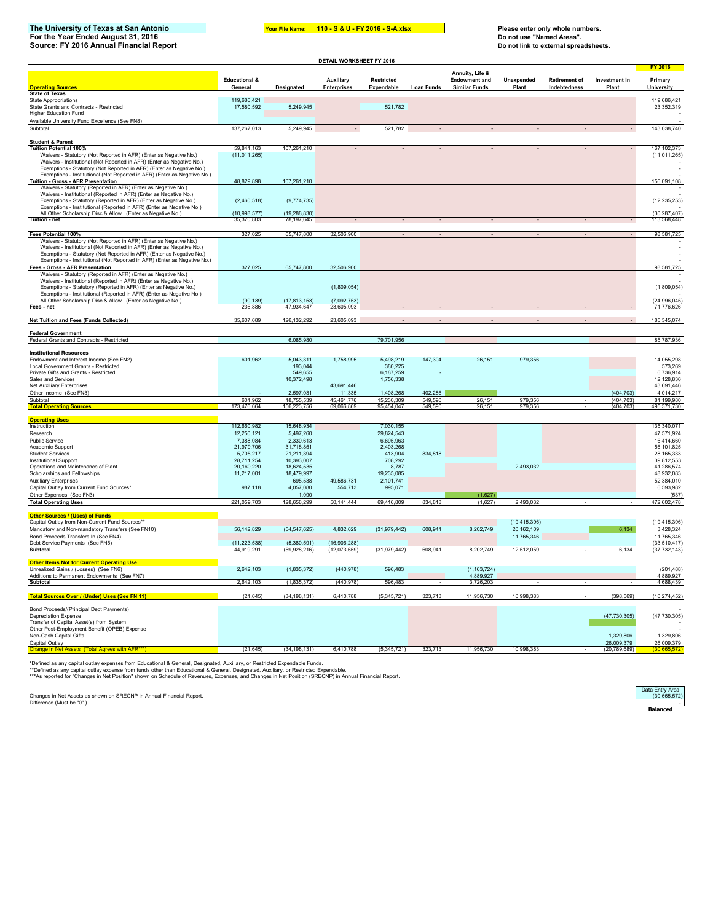**The University of Texas at San Antonio**
**For the Year Ended August 31, 2016**
**Source: FY 2016 Annual Financial Report**

**Your File Name: 110 - S & U - FY 2016 - S-A.xlsx**

**Please enter only whole numbers.**
**Do not use "Named Areas".**
**Do not link to external spreadsheets.**

DETAIL WORKSHEET FY 2016

| Operating Sources | Educational & General | Designated | Auxiliary Enterprises | Restricted Expendable | Loan Funds | Annuity, Life & Endowment and Similar Funds | Unexpended Plant | Retirement of Indebtedness | Investment In Plant | FY 2016 Primary University |
|---|---|---|---|---|---|---|---|---|---|---|
| **State of Texas** | | | | | | | | | | |
| State Appropriations | 119,686,421 | | | | | | | | | 119,686,421 |
| State Grants and Contracts - Restricted | 17,580,592 | 5,249,945 | | 521,782 | | | | | | 23,352,319 |
| Higher Education Fund | | | | | | | | | | - |
| Available University Fund Excellence (See FN8) | | | | | | | | | | - |
| Subtotal | 137,267,013 | 5,249,945 | - | 521,782 | - | - | - | - | - | 143,038,740 |
| **Student & Parent** | | | | | | | | | | |
| **Tuition Potential 100%** | 59,841,163 | 107,261,210 | - | - | - | - | - | - | - | 167,102,373 |
| Waivers - Statutory (Not Reported in AFR) (Enter as Negative No.) | (11,011,265) | | | | | | | | | (11,011,265) |
| Waivers - Institutional (Not Reported in AFR) (Enter as Negative No.) | | | | | | | | | | - |
| Exemptions - Statutory (Not Reported in AFR) (Enter as Negative No.) | | | | | | | | | | - |
| Exemptions - Institutional (Not Reported in AFR) (Enter as Negative No.) | | | | | | | | | | - |
| **Tuition - Gross - AFR Presentation** | 48,829,898 | 107,261,210 | | | | | | | | 156,091,108 |
| Waivers - Statutory (Reported in AFR) (Enter as Negative No.) | | | | | | | | | | - |
| Waivers - Institutional (Reported in AFR) (Enter as Negative No.) | | | | | | | | | | - |
| Exemptions - Statutory (Reported in AFR) (Enter as Negative No.) | (2,460,518) | (9,774,735) | | | | | | | | (12,235,253) |
| Exemptions - Institutional (Reported in AFR) (Enter as Negative No.) | | | | | | | | | | - |
| All Other Scholarship Disc.& Allow. (Enter as Negative No.) | (10,998,577) | (19,288,830) | | | | | | | | (30,287,407) |
| **Tuition - net** | 35,370,803 | 78,197,645 | - | - | - | - | - | - | - | 113,568,448 |
| **Fees Potential 100%** | 327,025 | 65,747,800 | 32,506,900 | - | - | - | - | - | - | 98,581,725 |
| Waivers - Statutory (Not Reported in AFR) (Enter as Negative No.) | | | | | | | | | | - |
| Waivers - Institutional (Not Reported in AFR) (Enter as Negative No.) | | | | | | | | | | - |
| Exemptions - Statutory (Not Reported in AFR) (Enter as Negative No.) | | | | | | | | | | - |
| Exemptions - Institutional (Not Reported in AFR) (Enter as Negative No.) | | | | | | | | | | - |
| **Fees - Gross - AFR Presentation** | 327,025 | 65,747,800 | 32,506,900 | | | | | | | 98,581,725 |
| Waivers - Statutory (Reported in AFR) (Enter as Negative No.) | | | | | | | | | | - |
| Waivers - Institutional (Reported in AFR) (Enter as Negative No.) | | | | | | | | | | - |
| Exemptions - Statutory (Reported in AFR) (Enter as Negative No.) | | | (1,809,054) | | | | | | | (1,809,054) |
| Exemptions - Institutional (Reported in AFR) (Enter as Negative No.) | | | | | | | | | | - |
| All Other Scholarship Disc.& Allow. (Enter as Negative No.) | (90,139) | (17,813,153) | (7,092,753) | | | | | | | (24,996,045) |
| **Fees - net** | 236,886 | 47,934,647 | 23,605,093 | - | - | - | - | - | - | 71,776,626 |
| **Net Tuition and Fees (Funds Collected)** | 35,607,689 | 126,132,292 | 23,605,093 | - | - | - | - | - | - | 185,345,074 |
| **Federal Government** | | | | | | | | | | |
| Federal Grants and Contracts - Restricted | | 6,085,980 | | 79,701,956 | | | | | | 85,787,936 |
| **Institutional Resources** | | | | | | | | | | |
| Endowment and Interest Income (See FN2) | 601,962 | 5,043,311 | 1,758,995 | 5,498,219 | 147,304 | 26,151 | 979,356 | | | 14,055,298 |
| Local Government Grants - Restricted | | 193,044 | | 380,225 | | | | | | 573,269 |
| Private Gifts and Grants - Restricted | | 549,655 | | 6,187,259 | - | | | | | 6,736,914 |
| Sales and Services | | 10,372,498 | | 1,756,338 | | | | | | 12,128,836 |
| Net Auxiliary Enterprises | | | 43,691,446 | | | | | | | 43,691,446 |
| Other Income (See FN3) | - | 2,597,031 | 11,335 | 1,408,268 | 402,286 | | | | (404,703) | 4,014,217 |
| Subtotal | 601,962 | 18,755,539 | 45,461,776 | 15,230,309 | 549,590 | 26,151 | 979,356 | - | (404,703) | 81,199,980 |
| **Total Operating Sources** | 173,476,664 | 156,223,756 | 69,066,869 | 95,454,047 | 549,590 | 26,151 | 979,356 | - | (404,703) | 495,371,730 |
| **Operating Uses** | | | | | | | | | | |
| Instruction | 112,660,982 | 15,648,934 | | 7,030,155 | | | | | | 135,340,071 |
| Research | 12,250,121 | 5,497,260 | | 29,824,543 | | | | | | 47,571,924 |
| Public Service | 7,388,084 | 2,330,613 | | 6,695,963 | | | | | | 16,414,660 |
| Academic Support | 21,979,706 | 31,718,851 | | 2,403,268 | | | | | | 56,101,825 |
| Student Services | 5,705,217 | 21,211,394 | | 413,904 | 834,818 | | | | | 28,165,333 |
| Institutional Support | 28,711,254 | 10,393,007 | | 708,292 | | | | | | 39,812,553 |
| Operations and Maintenance of Plant | 20,160,220 | 18,624,535 | | 8,787 | | | 2,493,032 | | | 41,286,574 |
| Scholarships and Fellowships | 11,217,001 | 18,479,997 | | 19,235,085 | | | | | | 48,932,083 |
| Auxiliary Enterprises | | 695,538 | 49,586,731 | 2,101,741 | | | | | | 52,384,010 |
| Capital Outlay from Current Fund Sources* | 987,118 | 4,057,080 | 554,713 | 995,071 | | | | | | 6,593,982 |
| Other Expenses (See FN3) | | 1,090 | | | | (1,627) | | | | (537) |
| **Total Operating Uses** | 221,059,703 | 128,658,299 | 50,141,444 | 69,416,809 | 834,818 | (1,627) | 2,493,032 | - | - | 472,602,478 |
| **Other Sources / (Uses) of Funds** | | | | | | | | | | |
| Capital Outlay from Non-Current Fund Sources** | | | | | | | (19,415,396) | | | (19,415,396) |
| Mandatory and Non-mandatory Transfers (See FN10) | 56,142,829 | (54,547,625) | 4,832,629 | (31,979,442) | 608,941 | 8,202,749 | 20,162,109 | | 6,134 | 3,428,324 |
| Bond Proceeds Transfers In (See FN4) | | | | | | | 11,765,346 | | | 11,765,346 |
| Debt Service Payments (See FN5) | (11,223,538) | (5,380,591) | (16,906,288) | | | | | | | (33,510,417) |
| **Subtotal** | 44,919,291 | (59,928,216) | (12,073,659) | (31,979,442) | 608,941 | 8,202,749 | 12,512,059 | - | 6,134 | (37,732,143) |
| **Other Items Not for Current Operating Use** | | | | | | | | | | |
| Unrealized Gains / (Losses) (See FN6) | 2,642,103 | (1,835,372) | (440,978) | 596,483 | | (1,163,724) | | | | (201,488) |
| Additions to Permanent Endowments (See FN7) | | | | | | 4,889,927 | | | | 4,889,927 |
| **Subtotal** | 2,642,103 | (1,835,372) | (440,978) | 596,483 | - | 3,726,203 | - | - | - | 4,688,439 |
| **Total Sources Over / (Under) Uses (See FN 11)** | (21,645) | (34,198,131) | 6,410,788 | (5,345,721) | 323,713 | 11,956,730 | 10,998,383 | - | (398,569) | (10,274,452) |
| Bond Proceeds/(Principal Debt Payments) | | | | | | | | | | - |
| Depreciation Expense | | | | | | | | | (47,730,305) | (47,730,305) |
| Transfer of Capital Asset(s) from System | | | | | | | | | | - |
| Other Post-Employment Benefit (OPEB) Expense | | | | | | | | | | - |
| Non-Cash Capital Gifts | | | | | | | | | 1,329,806 | 1,329,806 |
| Capital Outlay | | | | | | | | | 26,009,379 | 26,009,379 |
| **Change in Net Assets (Total Agrees with AFR***)** | (21,645) | (34,198,131) | 6,410,788 | (5,345,721) | 323,713 | 11,956,730 | 10,998,383 | - | (20,789,689) | (30,665,572) |

*Defined as any capital outlay expenses from Educational & General, Designated, Auxiliary, or Restricted Expendable Funds.
**Defined as any capital outlay expense from funds other than Educational & General, Designated, Auxiliary, or Restricted Expendable.
***As reported for "Changes in Net Position" shown on Schedule of Revenues, Expenses, and Changes in Net Position (SRECNP) in Annual Financial Report.

| | Data Entry Area |
|---|---|
| Changes in Net Assets as shown on SRECNP in Annual Financial Report. | (30,665,572) |
| Difference (Must be "0".) | - |
| | **Balanced** |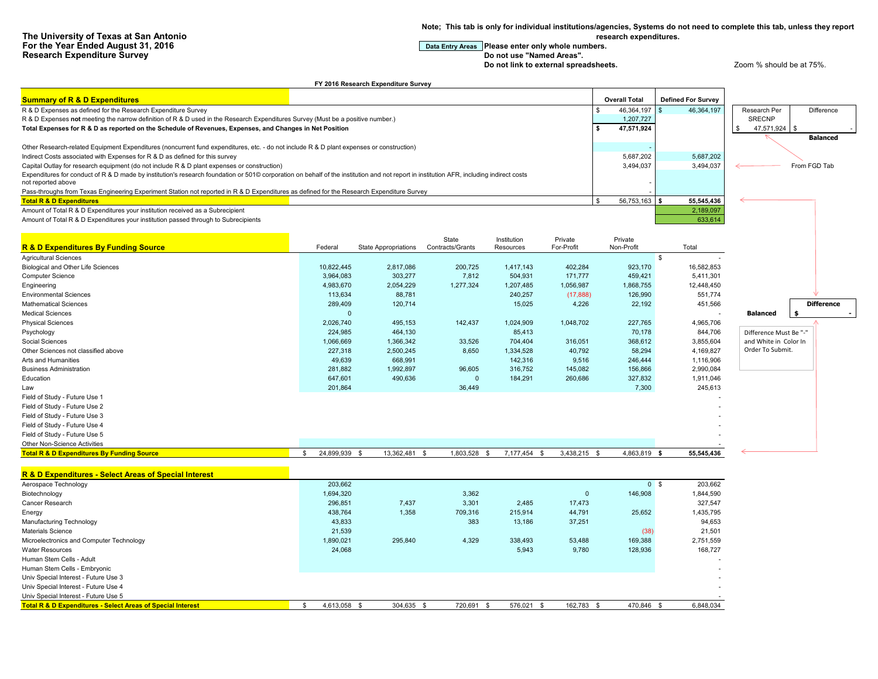**The University of Texas at San Antonio**
**For the Year Ended August 31, 2016**
**Research Expenditure Survey**

**Note; This tab is only for individual institutions/agencies, Systems do not need to complete this tab, unless they report research expenditures.**

Data Entry Areas **Please enter only whole numbers.**
**Do not use "Named Areas".**
**Do not link to external spreadsheets.**

Zoom % should be at 75%.

**FY 2016 Research Expenditure Survey**

| **Summary of R & D Expenditures** | Overall Total | Defined For Survey |
|---|---|---|
| R & D Expenses as defined for the Research Expenditure Survey | $ 46,364,197 | $ 46,364,197 |
| R & D Expenses **not** meeting the narrow definition of R & D used in the Research Expenditures Survey (Must be a positive number.) | 1,207,727 | |
| **Total Expenses for R & D as reported on the Schedule of Revenues, Expenses, and Changes in Net Position** | **$ 47,571,924** | |
| Other Research-related Equipment Expenditures (noncurrent fund expenditures, etc. - do not include R & D plant expenses or construction) | - | |
| Indirect Costs associated with Expenses for R & D as defined for this survey | 5,687,202 | 5,687,202 |
| Capital Outlay for research equipment (do not include R & D plant expenses or construction) | 3,494,037 | 3,494,037 |
| Expenditures for conduct of R & D made by institution's research foundation or 501© corporation on behalf of the institution and not report in institution AFR, including indirect costs not reported above | - | |
| Pass-throughs from Texas Engineering Experiment Station not reported in R & D Expenditures as defined for the Research Expenditure Survey | - | |
| **Total R & D Expenditures** | $ 56,753,163 | **$ 55,545,436** |
| Amount of Total R & D Expenditures your institution received as a Subrecipient | | 2,189,097 |
| Amount of Total R & D Expenditures your institution passed through to Subrecipients | | 633,614 |

| Research Per SRECNP | Difference |
|---|---|
| $ 47,571,924 | $ - |
| | **Balanced** |

From FGD Tab

| **R & D Expenditures By Funding Source** | Federal | State Appropriations | State Contracts/Grants | Institution Resources | Private For-Profit | Private Non-Profit | Total |
|---|---|---|---|---|---|---|---|
| Agricultural Sciences | | | | | | | $ - |
| Biological and Other Life Sciences | 10,822,445 | 2,817,086 | 200,725 | 1,417,143 | 402,284 | 923,170 | 16,582,853 |
| Computer Science | 3,964,083 | 303,277 | 7,812 | 504,931 | 171,777 | 459,421 | 5,411,301 |
| Engineering | 4,983,670 | 2,054,229 | 1,277,324 | 1,207,485 | 1,056,987 | 1,868,755 | 12,448,450 |
| Environmental Sciences | 113,634 | 88,781 | | 240,257 | (17,888) | 126,990 | 551,774 |
| Mathematical Sciences | 289,409 | 120,714 | | 15,025 | 4,226 | 22,192 | 451,566 |
| Medical Sciences | 0 | | | | | | - |
| Physical Sciences | 2,026,740 | 495,153 | 142,437 | 1,024,909 | 1,048,702 | 227,765 | 4,965,706 |
| Psychology | 224,985 | 464,130 | | 85,413 | | 70,178 | 844,706 |
| Social Sciences | 1,066,669 | 1,366,342 | 33,526 | 704,404 | 316,051 | 368,612 | 3,855,604 |
| Other Sciences not classified above | 227,318 | 2,500,245 | 8,650 | 1,334,528 | 40,792 | 58,294 | 4,169,827 |
| Arts and Humanities | 49,639 | 668,991 | | 142,316 | 9,516 | 246,444 | 1,116,906 |
| Business Administration | 281,882 | 1,992,897 | 96,605 | 316,752 | 145,082 | 156,866 | 2,990,084 |
| Education | 647,601 | 490,636 | 0 | 184,291 | 260,686 | 327,832 | 1,911,046 |
| Law | 201,864 | | 36,449 | | | 7,300 | 245,613 |
| Field of Study - Future Use 1 | | | | | | | - |
| Field of Study - Future Use 2 | | | | | | | - |
| Field of Study - Future Use 3 | | | | | | | - |
| Field of Study - Future Use 4 | | | | | | | - |
| Field of Study - Future Use 5 | | | | | | | - |
| Other Non-Science Activities | | | | | | | - |
| **Total R & D Expenditures By Funding Source** | $ 24,899,939 | $ 13,362,481 | $ 1,803,528 | $ 7,177,454 | $ 3,438,215 | $ 4,863,819 | **$ 55,545,436** |

| | **Difference** |
|---|---|
| **Balanced** | **$ -** |

Difference Must Be "-" and White in Color In Order To Submit.

| **R & D Expenditures - Select Areas of Special Interest** | Federal | State Appropriations | State Contracts/Grants | Institution Resources | Private For-Profit | Private Non-Profit | Total |
|---|---|---|---|---|---|---|---|
| Aerospace Technology | 203,662 | | | | | 0 | $ 203,662 |
| Biotechnology | 1,694,320 | | 3,362 | | 0 | 146,908 | 1,844,590 |
| Cancer Research | 296,851 | 7,437 | 3,301 | 2,485 | 17,473 | | 327,547 |
| Energy | 438,764 | 1,358 | 709,316 | 215,914 | 44,791 | 25,652 | 1,435,795 |
| Manufacturing Technology | 43,833 | | 383 | 13,186 | 37,251 | | 94,653 |
| Materials Science | 21,539 | | | | | (38) | 21,501 |
| Microelectronics and Computer Technology | 1,890,021 | 295,840 | 4,329 | 338,493 | 53,488 | 169,388 | 2,751,559 |
| Water Resources | 24,068 | | | 5,943 | 9,780 | 128,936 | 168,727 |
| Human Stem Cells - Adult | | | | | | | - |
| Human Stem Cells - Embryonic | | | | | | | - |
| Univ Special Interest - Future Use 3 | | | | | | | - |
| Univ Special Interest - Future Use 4 | | | | | | | - |
| Univ Special Interest - Future Use 5 | | | | | | | - |
| **Total R & D Expenditures - Select Areas of Special Interest** | $ 4,613,058 | $ 304,635 | $ 720,691 | $ 576,021 | $ 162,783 | $ 470,846 | $ 6,848,034 |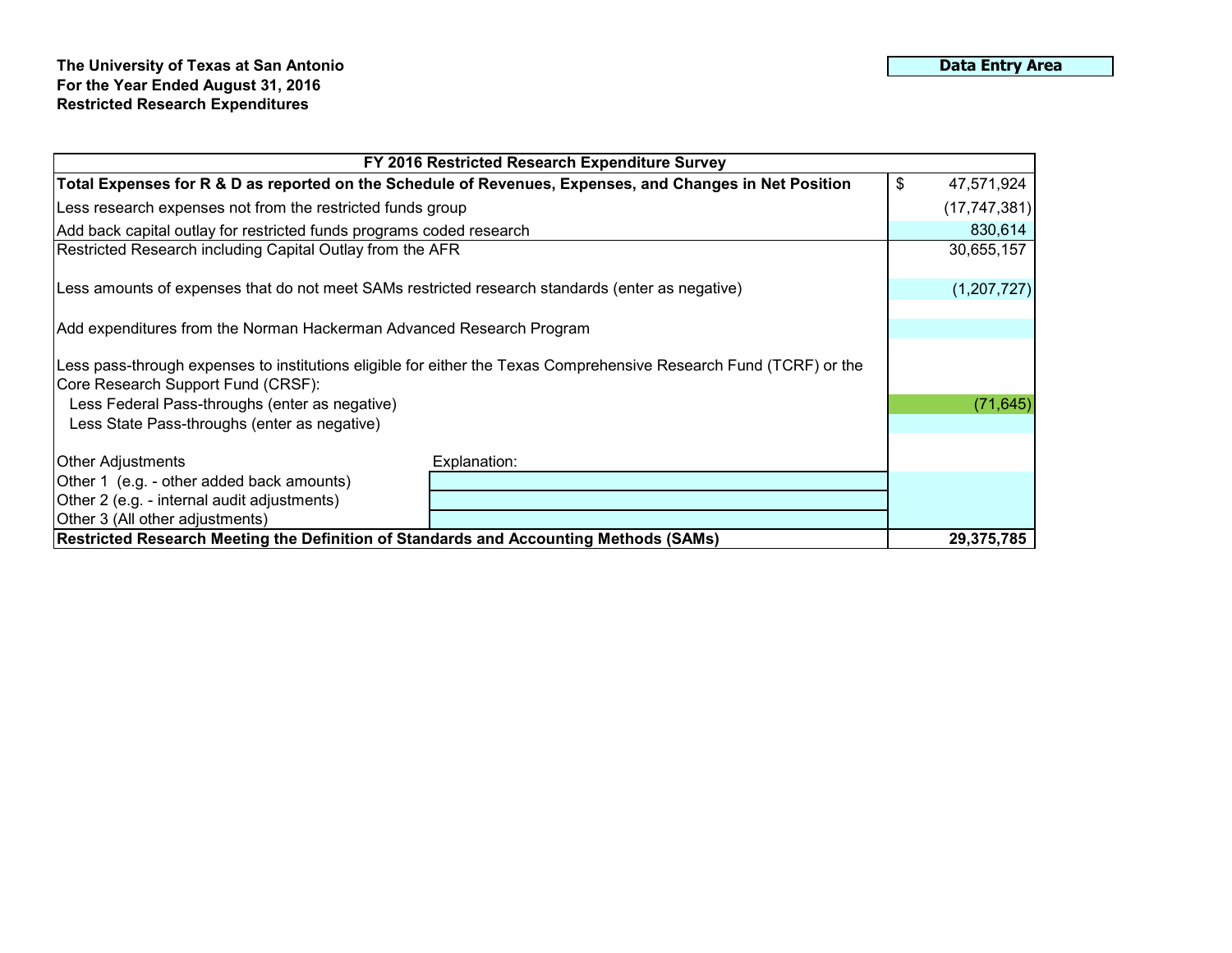**The University of Texas at San Antonio**
**For the Year Ended August 31, 2016**
**Restricted Research Expenditures**

**Data Entry Area**

| FY 2016 Restricted Research Expenditure Survey | | |
|---|---|---|
| **Total Expenses for R & D as reported on the Schedule of Revenues, Expenses, and Changes in Net Position** | | $ 47,571,924 |
| Less research expenses not from the restricted funds group | | (17,747,381) |
| Add back capital outlay for restricted funds programs coded research | | 830,614 |
| Restricted Research including Capital Outlay from the AFR | | 30,655,157 |
| Less amounts of expenses that do not meet SAMs restricted research standards (enter as negative) | | (1,207,727) |
| Add expenditures from the Norman Hackerman Advanced Research Program | | |
| Less pass-through expenses to institutions eligible for either the Texas Comprehensive Research Fund (TCRF) or the Core Research Support Fund (CRSF): | | |
| Less Federal Pass-throughs (enter as negative) | | (71,645) |
| Less State Pass-throughs (enter as negative) | | |
| Other Adjustments | Explanation: | |
| Other 1 (e.g. - other added back amounts) | | |
| Other 2 (e.g. - internal audit adjustments) | | |
| Other 3 (All other adjustments) | | |
| **Restricted Research Meeting the Definition of Standards and Accounting Methods (SAMs)** | | **29,375,785** |